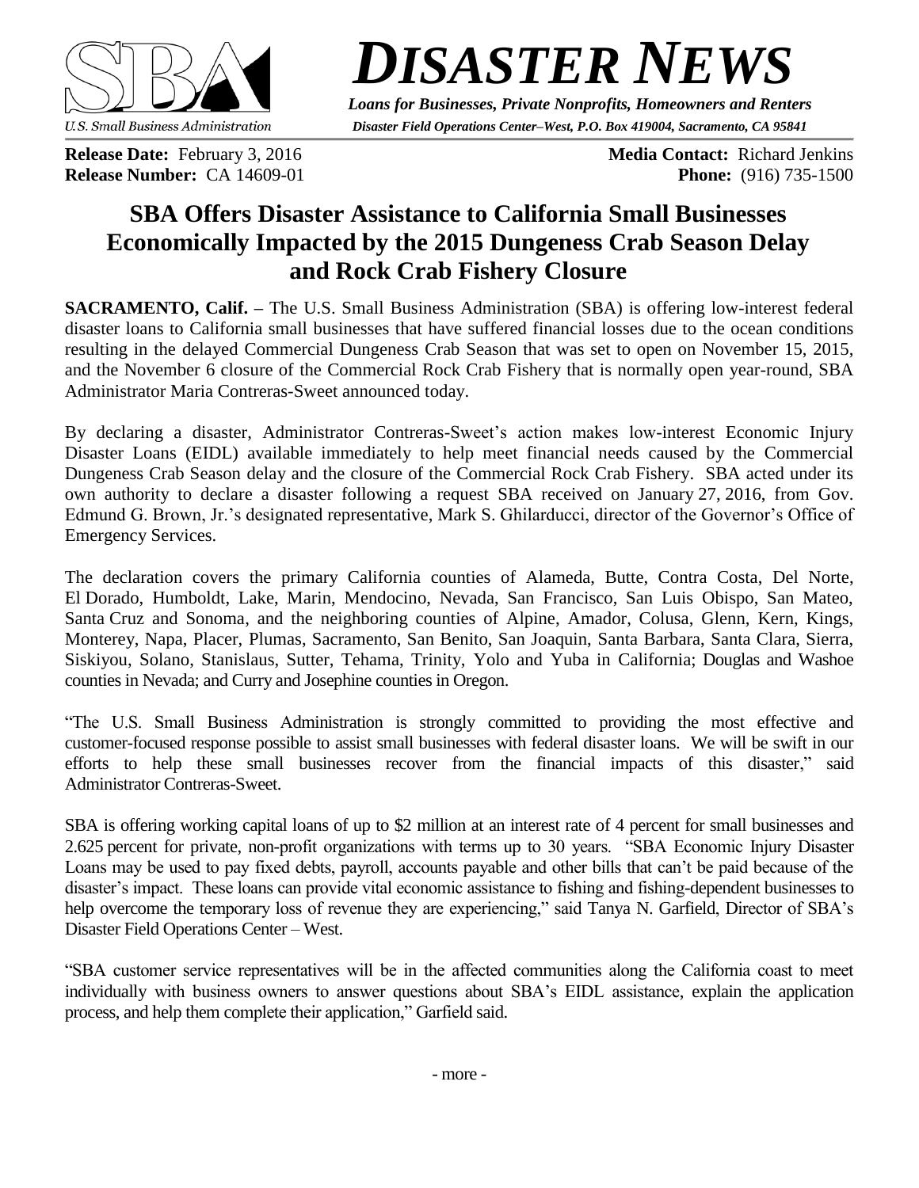# DISASTER NEWS

***Loans for Businesses, Private Nonprofits, Homeowners and Renters***

*U.S. Small Business Administration* — ***Disaster Field Operations Center–West, P.O. Box 419004, Sacramento, CA 95841***

**Release Date:** February 3, 2016
**Release Number:** CA 14609-01

**Media Contact:** Richard Jenkins
**Phone:** (916) 735-1500

## SBA Offers Disaster Assistance to California Small Businesses Economically Impacted by the 2015 Dungeness Crab Season Delay and Rock Crab Fishery Closure

**SACRAMENTO, Calif. –** The U.S. Small Business Administration (SBA) is offering low-interest federal disaster loans to California small businesses that have suffered financial losses due to the ocean conditions resulting in the delayed Commercial Dungeness Crab Season that was set to open on November 15, 2015, and the November 6 closure of the Commercial Rock Crab Fishery that is normally open year-round, SBA Administrator Maria Contreras-Sweet announced today.

By declaring a disaster, Administrator Contreras-Sweet's action makes low-interest Economic Injury Disaster Loans (EIDL) available immediately to help meet financial needs caused by the Commercial Dungeness Crab Season delay and the closure of the Commercial Rock Crab Fishery. SBA acted under its own authority to declare a disaster following a request SBA received on January 27, 2016, from Gov. Edmund G. Brown, Jr.'s designated representative, Mark S. Ghilarducci, director of the Governor's Office of Emergency Services.

The declaration covers the primary California counties of Alameda, Butte, Contra Costa, Del Norte, El Dorado, Humboldt, Lake, Marin, Mendocino, Nevada, San Francisco, San Luis Obispo, San Mateo, Santa Cruz and Sonoma, and the neighboring counties of Alpine, Amador, Colusa, Glenn, Kern, Kings, Monterey, Napa, Placer, Plumas, Sacramento, San Benito, San Joaquin, Santa Barbara, Santa Clara, Sierra, Siskiyou, Solano, Stanislaus, Sutter, Tehama, Trinity, Yolo and Yuba in California; Douglas and Washoe counties in Nevada; and Curry and Josephine counties in Oregon.

"The U.S. Small Business Administration is strongly committed to providing the most effective and customer-focused response possible to assist small businesses with federal disaster loans. We will be swift in our efforts to help these small businesses recover from the financial impacts of this disaster," said Administrator Contreras-Sweet.

SBA is offering working capital loans of up to $2 million at an interest rate of 4 percent for small businesses and 2.625 percent for private, non-profit organizations with terms up to 30 years. "SBA Economic Injury Disaster Loans may be used to pay fixed debts, payroll, accounts payable and other bills that can't be paid because of the disaster's impact. These loans can provide vital economic assistance to fishing and fishing-dependent businesses to help overcome the temporary loss of revenue they are experiencing," said Tanya N. Garfield, Director of SBA's Disaster Field Operations Center – West.

"SBA customer service representatives will be in the affected communities along the California coast to meet individually with business owners to answer questions about SBA's EIDL assistance, explain the application process, and help them complete their application," Garfield said.

- more -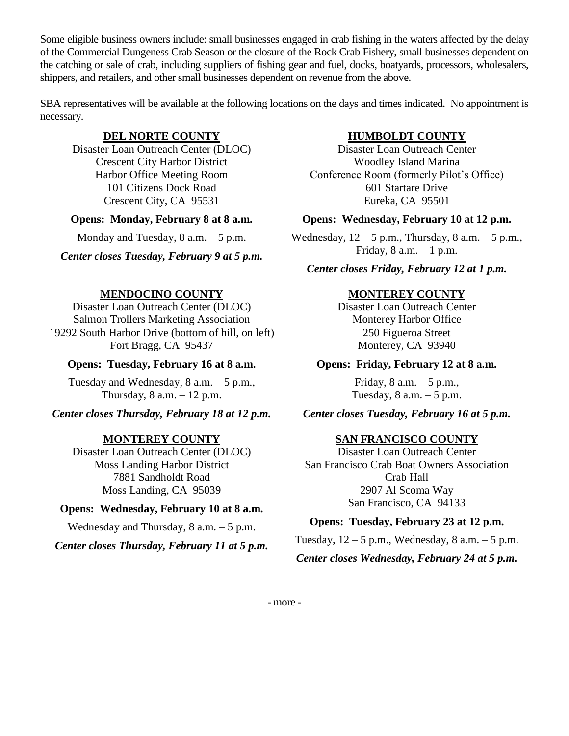Some eligible business owners include: small businesses engaged in crab fishing in the waters affected by the delay of the Commercial Dungeness Crab Season or the closure of the Rock Crab Fishery, small businesses dependent on the catching or sale of crab, including suppliers of fishing gear and fuel, docks, boatyards, processors, wholesalers, shippers, and retailers, and other small businesses dependent on revenue from the above.

SBA representatives will be available at the following locations on the days and times indicated. No appointment is necessary.

**DEL NORTE COUNTY**

Disaster Loan Outreach Center (DLOC)
Crescent City Harbor District
Harbor Office Meeting Room
101 Citizens Dock Road
Crescent City, CA 95531

**Opens: Monday, February 8 at 8 a.m.**

Monday and Tuesday, 8 a.m. – 5 p.m.

***Center closes Tuesday, February 9 at 5 p.m.***

**HUMBOLDT COUNTY**

Disaster Loan Outreach Center
Woodley Island Marina
Conference Room (formerly Pilot's Office)
601 Startare Drive
Eureka, CA 95501

**Opens: Wednesday, February 10 at 12 p.m.**

Wednesday, 12 – 5 p.m., Thursday, 8 a.m. – 5 p.m., Friday, 8 a.m. – 1 p.m.

***Center closes Friday, February 12 at 1 p.m.***

**MENDOCINO COUNTY**

Disaster Loan Outreach Center (DLOC)
Salmon Trollers Marketing Association
19292 South Harbor Drive (bottom of hill, on left)
Fort Bragg, CA 95437

**Opens: Tuesday, February 16 at 8 a.m.**

Tuesday and Wednesday, 8 a.m. – 5 p.m., Thursday, 8 a.m. – 12 p.m.

***Center closes Thursday, February 18 at 12 p.m.***

**MONTEREY COUNTY**

Disaster Loan Outreach Center
Monterey Harbor Office
250 Figueroa Street
Monterey, CA 93940

**Opens: Friday, February 12 at 8 a.m.**

Friday, 8 a.m. – 5 p.m., Tuesday, 8 a.m. – 5 p.m.

***Center closes Tuesday, February 16 at 5 p.m.***

**MONTEREY COUNTY**

Disaster Loan Outreach Center (DLOC)
Moss Landing Harbor District
7881 Sandholdt Road
Moss Landing, CA 95039

**Opens: Wednesday, February 10 at 8 a.m.**

Wednesday and Thursday, 8 a.m. – 5 p.m.

***Center closes Thursday, February 11 at 5 p.m.***

**SAN FRANCISCO COUNTY**

Disaster Loan Outreach Center
San Francisco Crab Boat Owners Association
Crab Hall
2907 Al Scoma Way
San Francisco, CA 94133

**Opens: Tuesday, February 23 at 12 p.m.**

Tuesday, 12 – 5 p.m., Wednesday, 8 a.m. – 5 p.m.

***Center closes Wednesday, February 24 at 5 p.m.***

- more -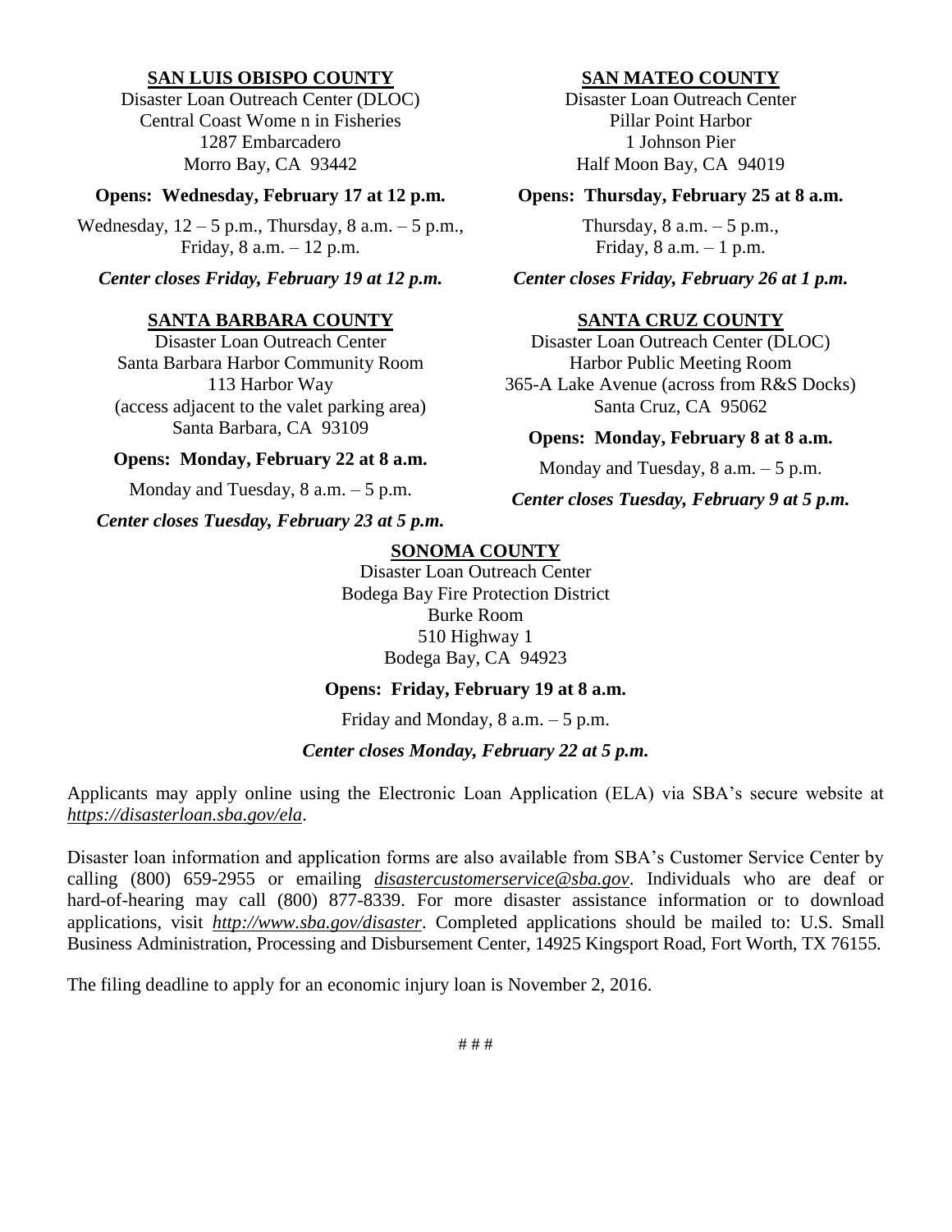**SAN LUIS OBISPO COUNTY**

Disaster Loan Outreach Center (DLOC)
Central Coast Wome n in Fisheries
1287 Embarcadero
Morro Bay, CA 93442

**Opens: Wednesday, February 17 at 12 p.m.**

Wednesday, 12 – 5 p.m., Thursday, 8 a.m. – 5 p.m., Friday, 8 a.m. – 12 p.m.

***Center closes Friday, February 19 at 12 p.m.***

**SAN MATEO COUNTY**

Disaster Loan Outreach Center
Pillar Point Harbor
1 Johnson Pier
Half Moon Bay, CA 94019

**Opens: Thursday, February 25 at 8 a.m.**

Thursday, 8 a.m. – 5 p.m.,
Friday, 8 a.m. – 1 p.m.

***Center closes Friday, February 26 at 1 p.m.***

**SANTA BARBARA COUNTY**

Disaster Loan Outreach Center
Santa Barbara Harbor Community Room
113 Harbor Way
(access adjacent to the valet parking area)
Santa Barbara, CA 93109

**Opens: Monday, February 22 at 8 a.m.**

Monday and Tuesday, 8 a.m. – 5 p.m.

***Center closes Tuesday, February 23 at 5 p.m.***

**SANTA CRUZ COUNTY**

Disaster Loan Outreach Center (DLOC)
Harbor Public Meeting Room
365-A Lake Avenue (across from R&S Docks)
Santa Cruz, CA 95062

**Opens: Monday, February 8 at 8 a.m.**

Monday and Tuesday, 8 a.m. – 5 p.m.

***Center closes Tuesday, February 9 at 5 p.m.***

**SONOMA COUNTY**

Disaster Loan Outreach Center
Bodega Bay Fire Protection District
Burke Room
510 Highway 1
Bodega Bay, CA 94923

**Opens: Friday, February 19 at 8 a.m.**

Friday and Monday, 8 a.m. – 5 p.m.

***Center closes Monday, February 22 at 5 p.m.***

Applicants may apply online using the Electronic Loan Application (ELA) via SBA's secure website at *https://disasterloan.sba.gov/ela*.

Disaster loan information and application forms are also available from SBA's Customer Service Center by calling (800) 659-2955 or emailing *disastercustomerservice@sba.gov*. Individuals who are deaf or hard-of-hearing may call (800) 877-8339. For more disaster assistance information or to download applications, visit *http://www.sba.gov/disaster*. Completed applications should be mailed to: U.S. Small Business Administration, Processing and Disbursement Center, 14925 Kingsport Road, Fort Worth, TX 76155.

The filing deadline to apply for an economic injury loan is November 2, 2016.

# # #